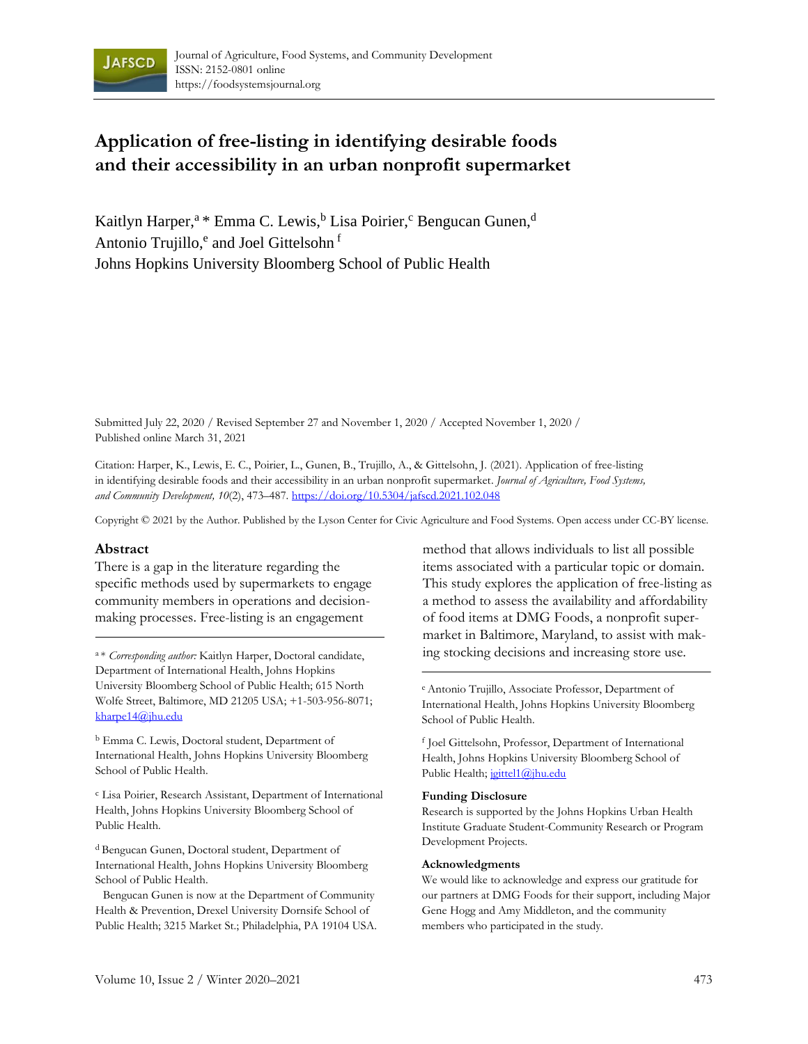Journal of Agriculture, Food Systems, and Community Development
ISSN: 2152-0801 online
https://foodsystemsjournal.org

# Application of free-listing in identifying desirable foods and their accessibility in an urban nonprofit supermarket

Kaitlyn Harper,[a] * Emma C. Lewis,[b] Lisa Poirier,[c] Bengucan Gunen,[d] Antonio Trujillo,[e] and Joel Gittelsohn [f]
Johns Hopkins University Bloomberg School of Public Health

Submitted July 22, 2020 / Revised September 27 and November 1, 2020 / Accepted November 1, 2020 / Published online March 31, 2021

Citation: Harper, K., Lewis, E. C., Poirier, L., Gunen, B., Trujillo, A., & Gittelsohn, J. (2021). Application of free-listing in identifying desirable foods and their accessibility in an urban nonprofit supermarket. *Journal of Agriculture, Food Systems, and Community Development, 10*(2), 473–487. https://doi.org/10.5304/jafscd.2021.102.048

Copyright © 2021 by the Author. Published by the Lyson Center for Civic Agriculture and Food Systems. Open access under CC-BY license.

## Abstract

There is a gap in the literature regarding the specific methods used by supermarkets to engage community members in operations and decision-making processes. Free-listing is an engagement method that allows individuals to list all possible items associated with a particular topic or domain. This study explores the application of free-listing as a method to assess the availability and affordability of food items at DMG Foods, a nonprofit supermarket in Baltimore, Maryland, to assist with making stocking decisions and increasing store use.

---

[a] * *Corresponding author:* Kaitlyn Harper, Doctoral candidate, Department of International Health, Johns Hopkins University Bloomberg School of Public Health; 615 North Wolfe Street, Baltimore, MD 21205 USA; +1-503-956-8071; kharpe14@jhu.edu

[b] Emma C. Lewis, Doctoral student, Department of International Health, Johns Hopkins University Bloomberg School of Public Health.

[c] Lisa Poirier, Research Assistant, Department of International Health, Johns Hopkins University Bloomberg School of Public Health.

[d] Bengucan Gunen, Doctoral student, Department of International Health, Johns Hopkins University Bloomberg School of Public Health.

Bengucan Gunen is now at the Department of Community Health & Prevention, Drexel University Dornsife School of Public Health; 3215 Market St.; Philadelphia, PA 19104 USA.

[e] Antonio Trujillo, Associate Professor, Department of International Health, Johns Hopkins University Bloomberg School of Public Health.

[f] Joel Gittelsohn, Professor, Department of International Health, Johns Hopkins University Bloomberg School of Public Health; jgittel1@jhu.edu

### Funding Disclosure

Research is supported by the Johns Hopkins Urban Health Institute Graduate Student-Community Research or Program Development Projects.

### Acknowledgments

We would like to acknowledge and express our gratitude for our partners at DMG Foods for their support, including Major Gene Hogg and Amy Middleton, and the community members who participated in the study.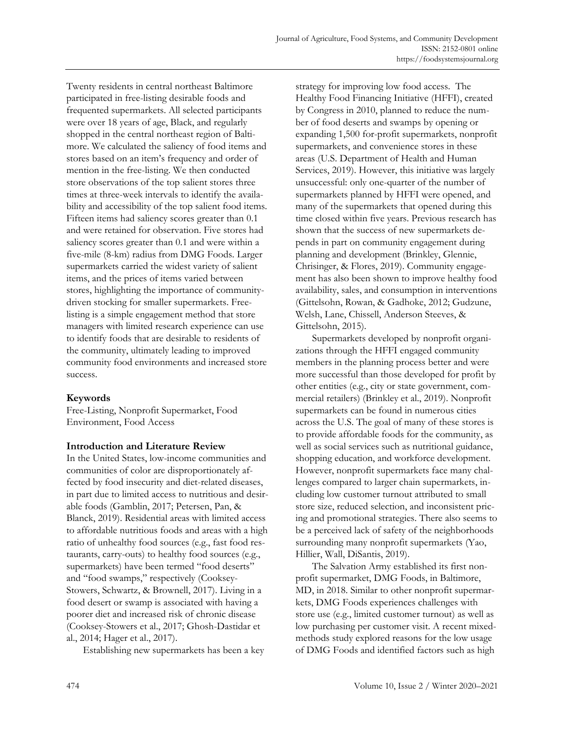Twenty residents in central northeast Baltimore participated in free-listing desirable foods and frequented supermarkets. All selected participants were over 18 years of age, Black, and regularly shopped in the central northeast region of Baltimore. We calculated the saliency of food items and stores based on an item's frequency and order of mention in the free-listing. We then conducted store observations of the top salient stores three times at three-week intervals to identify the availability and accessibility of the top salient food items. Fifteen items had saliency scores greater than 0.1 and were retained for observation. Five stores had saliency scores greater than 0.1 and were within a five-mile (8-km) radius from DMG Foods. Larger supermarkets carried the widest variety of salient items, and the prices of items varied between stores, highlighting the importance of community-driven stocking for smaller supermarkets. Free-listing is a simple engagement method that store managers with limited research experience can use to identify foods that are desirable to residents of the community, ultimately leading to improved community food environments and increased store success.

## Keywords

Free-Listing, Nonprofit Supermarket, Food Environment, Food Access

## Introduction and Literature Review

In the United States, low-income communities and communities of color are disproportionately affected by food insecurity and diet-related diseases, in part due to limited access to nutritious and desirable foods (Gamblin, 2017; Petersen, Pan, & Blanck, 2019). Residential areas with limited access to affordable nutritious foods and areas with a high ratio of unhealthy food sources (e.g., fast food restaurants, carry-outs) to healthy food sources (e.g., supermarkets) have been termed "food deserts" and "food swamps," respectively (Cooksey-Stowers, Schwartz, & Brownell, 2017). Living in a food desert or swamp is associated with having a poorer diet and increased risk of chronic disease (Cooksey-Stowers et al., 2017; Ghosh-Dastidar et al., 2014; Hager et al., 2017).

Establishing new supermarkets has been a key strategy for improving low food access. The Healthy Food Financing Initiative (HFFI), created by Congress in 2010, planned to reduce the number of food deserts and swamps by opening or expanding 1,500 for-profit supermarkets, nonprofit supermarkets, and convenience stores in these areas (U.S. Department of Health and Human Services, 2019). However, this initiative was largely unsuccessful: only one-quarter of the number of supermarkets planned by HFFI were opened, and many of the supermarkets that opened during this time closed within five years. Previous research has shown that the success of new supermarkets depends in part on community engagement during planning and development (Brinkley, Glennie, Chrisinger, & Flores, 2019). Community engagement has also been shown to improve healthy food availability, sales, and consumption in interventions (Gittelsohn, Rowan, & Gadhoke, 2012; Gudzune, Welsh, Lane, Chissell, Anderson Steeves, & Gittelsohn, 2015).

Supermarkets developed by nonprofit organizations through the HFFI engaged community members in the planning process better and were more successful than those developed for profit by other entities (e.g., city or state government, commercial retailers) (Brinkley et al., 2019). Nonprofit supermarkets can be found in numerous cities across the U.S. The goal of many of these stores is to provide affordable foods for the community, as well as social services such as nutritional guidance, shopping education, and workforce development. However, nonprofit supermarkets face many challenges compared to larger chain supermarkets, including low customer turnout attributed to small store size, reduced selection, and inconsistent pricing and promotional strategies. There also seems to be a perceived lack of safety of the neighborhoods surrounding many nonprofit supermarkets (Yao, Hillier, Wall, DiSantis, 2019).

The Salvation Army established its first nonprofit supermarket, DMG Foods, in Baltimore, MD, in 2018. Similar to other nonprofit supermarkets, DMG Foods experiences challenges with store use (e.g., limited customer turnout) as well as low purchasing per customer visit. A recent mixed-methods study explored reasons for the low usage of DMG Foods and identified factors such as high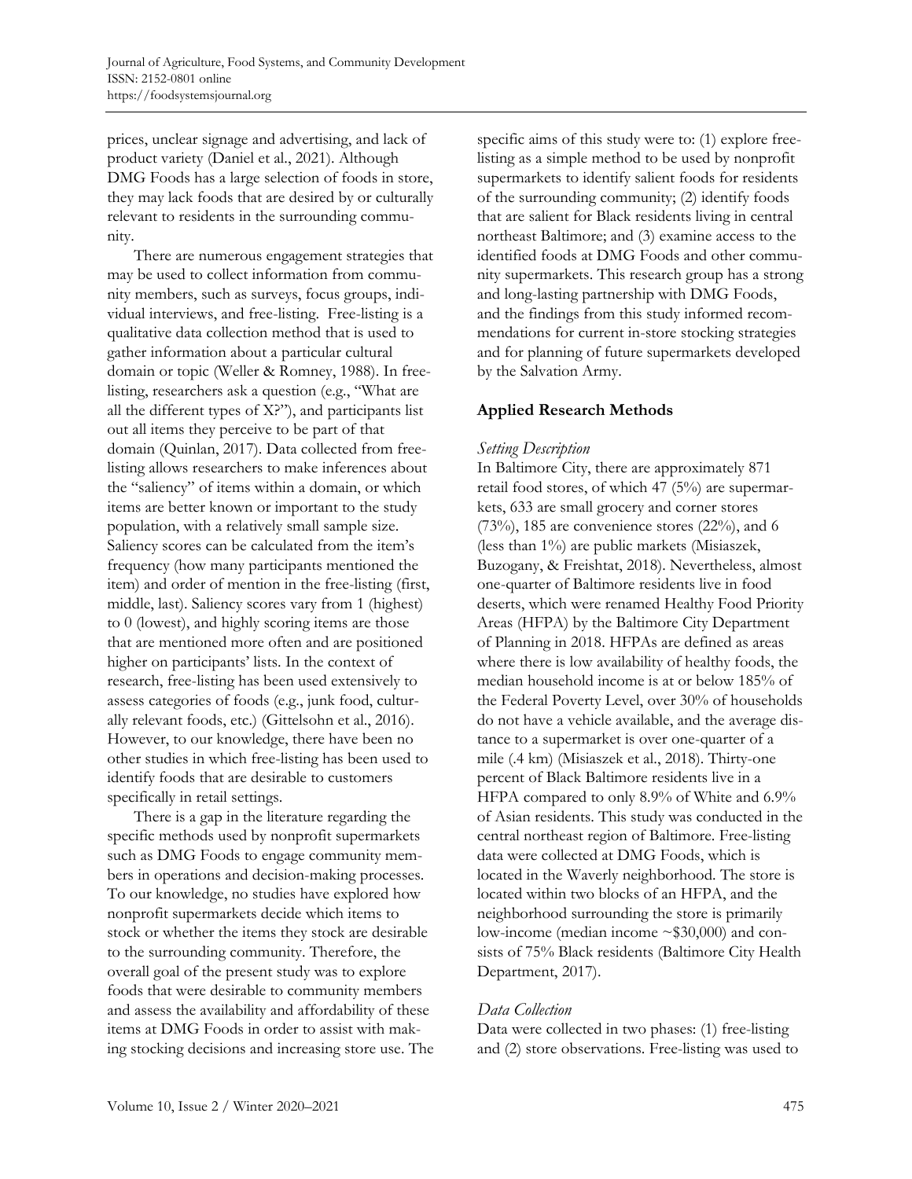prices, unclear signage and advertising, and lack of product variety (Daniel et al., 2021). Although DMG Foods has a large selection of foods in store, they may lack foods that are desired by or culturally relevant to residents in the surrounding community.

There are numerous engagement strategies that may be used to collect information from community members, such as surveys, focus groups, individual interviews, and free-listing. Free-listing is a qualitative data collection method that is used to gather information about a particular cultural domain or topic (Weller & Romney, 1988). In free-listing, researchers ask a question (e.g., "What are all the different types of X?"), and participants list out all items they perceive to be part of that domain (Quinlan, 2017). Data collected from free-listing allows researchers to make inferences about the "saliency" of items within a domain, or which items are better known or important to the study population, with a relatively small sample size. Saliency scores can be calculated from the item's frequency (how many participants mentioned the item) and order of mention in the free-listing (first, middle, last). Saliency scores vary from 1 (highest) to 0 (lowest), and highly scoring items are those that are mentioned more often and are positioned higher on participants' lists. In the context of research, free-listing has been used extensively to assess categories of foods (e.g., junk food, culturally relevant foods, etc.) (Gittelsohn et al., 2016). However, to our knowledge, there have been no other studies in which free-listing has been used to identify foods that are desirable to customers specifically in retail settings.

There is a gap in the literature regarding the specific methods used by nonprofit supermarkets such as DMG Foods to engage community members in operations and decision-making processes. To our knowledge, no studies have explored how nonprofit supermarkets decide which items to stock or whether the items they stock are desirable to the surrounding community. Therefore, the overall goal of the present study was to explore foods that were desirable to community members and assess the availability and affordability of these items at DMG Foods in order to assist with making stocking decisions and increasing store use. The specific aims of this study were to: (1) explore free-listing as a simple method to be used by nonprofit supermarkets to identify salient foods for residents of the surrounding community; (2) identify foods that are salient for Black residents living in central northeast Baltimore; and (3) examine access to the identified foods at DMG Foods and other community supermarkets. This research group has a strong and long-lasting partnership with DMG Foods, and the findings from this study informed recommendations for current in-store stocking strategies and for planning of future supermarkets developed by the Salvation Army.

## Applied Research Methods

### *Setting Description*

In Baltimore City, there are approximately 871 retail food stores, of which 47 (5%) are supermarkets, 633 are small grocery and corner stores (73%), 185 are convenience stores (22%), and 6 (less than 1%) are public markets (Misiaszek, Buzogany, & Freishtat, 2018). Nevertheless, almost one-quarter of Baltimore residents live in food deserts, which were renamed Healthy Food Priority Areas (HFPA) by the Baltimore City Department of Planning in 2018. HFPAs are defined as areas where there is low availability of healthy foods, the median household income is at or below 185% of the Federal Poverty Level, over 30% of households do not have a vehicle available, and the average distance to a supermarket is over one-quarter of a mile (.4 km) (Misiaszek et al., 2018). Thirty-one percent of Black Baltimore residents live in a HFPA compared to only 8.9% of White and 6.9% of Asian residents. This study was conducted in the central northeast region of Baltimore. Free-listing data were collected at DMG Foods, which is located in the Waverly neighborhood. The store is located within two blocks of an HFPA, and the neighborhood surrounding the store is primarily low-income (median income ~$30,000) and consists of 75% Black residents (Baltimore City Health Department, 2017).

### *Data Collection*

Data were collected in two phases: (1) free-listing and (2) store observations. Free-listing was used to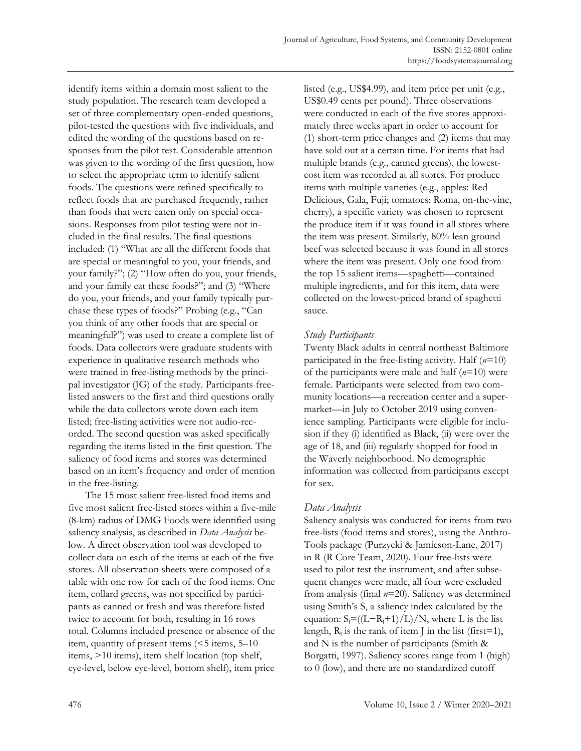identify items within a domain most salient to the study population. The research team developed a set of three complementary open-ended questions, pilot-tested the questions with five individuals, and edited the wording of the questions based on responses from the pilot test. Considerable attention was given to the wording of the first question, how to select the appropriate term to identify salient foods. The questions were refined specifically to reflect foods that are purchased frequently, rather than foods that were eaten only on special occasions. Responses from pilot testing were not included in the final results. The final questions included: (1) "What are all the different foods that are special or meaningful to you, your friends, and your family?"; (2) "How often do you, your friends, and your family eat these foods?"; and (3) "Where do you, your friends, and your family typically purchase these types of foods?" Probing (e.g., "Can you think of any other foods that are special or meaningful?") was used to create a complete list of foods. Data collectors were graduate students with experience in qualitative research methods who were trained in free-listing methods by the principal investigator (JG) of the study. Participants free-listed answers to the first and third questions orally while the data collectors wrote down each item listed; free-listing activities were not audio-recorded. The second question was asked specifically regarding the items listed in the first question. The saliency of food items and stores was determined based on an item's frequency and order of mention in the free-listing.

The 15 most salient free-listed food items and five most salient free-listed stores within a five-mile (8-km) radius of DMG Foods were identified using saliency analysis, as described in *Data Analysis* below. A direct observation tool was developed to collect data on each of the items at each of the five stores. All observation sheets were composed of a table with one row for each of the food items. One item, collard greens, was not specified by participants as canned or fresh and was therefore listed twice to account for both, resulting in 16 rows total. Columns included presence or absence of the item, quantity of present items (<5 items, 5–10 items, >10 items), item shelf location (top shelf, eye-level, below eye-level, bottom shelf), item price listed (e.g., US$4.99), and item price per unit (e.g., US$0.49 cents per pound). Three observations were conducted in each of the five stores approximately three weeks apart in order to account for (1) short-term price changes and (2) items that may have sold out at a certain time. For items that had multiple brands (e.g., canned greens), the lowest-cost item was recorded at all stores. For produce items with multiple varieties (e.g., apples: Red Delicious, Gala, Fuji; tomatoes: Roma, on-the-vine, cherry), a specific variety was chosen to represent the produce item if it was found in all stores where the item was present. Similarly, 80% lean ground beef was selected because it was found in all stores where the item was present. Only one food from the top 15 salient items—spaghetti—contained multiple ingredients, and for this item, data were collected on the lowest-priced brand of spaghetti sauce.

### *Study Participants*

Twenty Black adults in central northeast Baltimore participated in the free-listing activity. Half ($n$=10) of the participants were male and half ($n$=10) were female. Participants were selected from two community locations—a recreation center and a supermarket—in July to October 2019 using convenience sampling. Participants were eligible for inclusion if they (i) identified as Black, (ii) were over the age of 18, and (iii) regularly shopped for food in the Waverly neighborhood. No demographic information was collected from participants except for sex.

### *Data Analysis*

Saliency analysis was conducted for items from two free-lists (food items and stores), using the AnthroTools package (Purzycki & Jamieson-Lane, 2017) in R (R Core Team, 2020). Four free-lists were used to pilot test the instrument, and after subsequent changes were made, all four were excluded from analysis (final $n$=20). Saliency was determined using Smith's S, a saliency index calculated by the equation: $S_j=((L-R_j+1)/L)/N$, where L is the list length, $R_j$ is the rank of item J in the list (first=1), and N is the number of participants (Smith & Borgatti, 1997). Saliency scores range from 1 (high) to 0 (low), and there are no standardized cutoff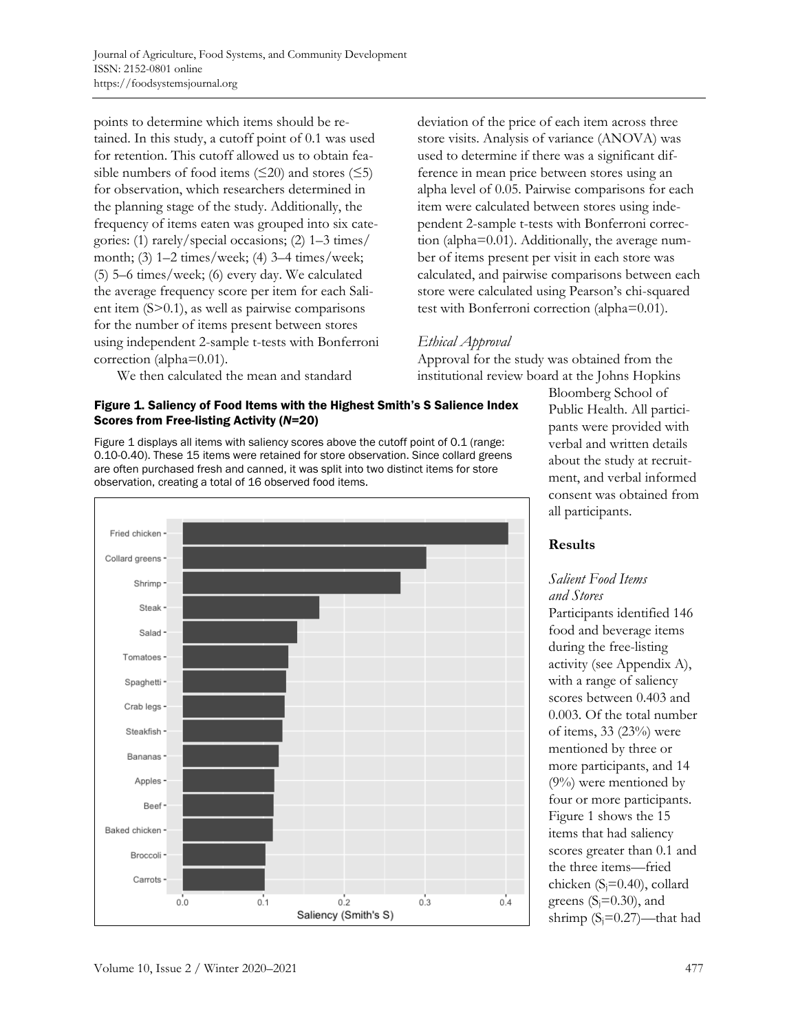points to determine which items should be retained. In this study, a cutoff point of 0.1 was used for retention. This cutoff allowed us to obtain feasible numbers of food items (≤20) and stores (≤5) for observation, which researchers determined in the planning stage of the study. Additionally, the frequency of items eaten was grouped into six categories: (1) rarely/special occasions; (2) 1–3 times/month; (3) 1–2 times/week; (4) 3–4 times/week; (5) 5–6 times/week; (6) every day. We calculated the average frequency score per item for each Salient item (S>0.1), as well as pairwise comparisons for the number of items present between stores using independent 2-sample t-tests with Bonferroni correction (alpha=0.01).

We then calculated the mean and standard deviation of the price of each item across three store visits. Analysis of variance (ANOVA) was used to determine if there was a significant difference in mean price between stores using an alpha level of 0.05. Pairwise comparisons for each item were calculated between stores using independent 2-sample t-tests with Bonferroni correction (alpha=0.01). Additionally, the average number of items present per visit in each store was calculated, and pairwise comparisons between each store were calculated using Pearson's chi-squared test with Bonferroni correction (alpha=0.01).

### *Ethical Approval*

Approval for the study was obtained from the institutional review board at the Johns Hopkins Bloomberg School of Public Health. All participants were provided with verbal and written details about the study at recruitment, and verbal informed consent was obtained from all participants.

**Figure 1. Saliency of Food Items with the Highest Smith's S Salience Index Scores from Free-listing Activity (*N*=20)**

Figure 1 displays all items with saliency scores above the cutoff point of 0.1 (range: 0.10-0.40). These 15 items were retained for store observation. Since collard greens are often purchased fresh and canned, it was split into two distinct items for store observation, creating a total of 16 observed food items.

## Results

### *Salient Food Items and Stores*

Participants identified 146 food and beverage items during the free-listing activity (see Appendix A), with a range of saliency scores between 0.403 and 0.003. Of the total number of items, 33 (23%) were mentioned by three or more participants, and 14 (9%) were mentioned by four or more participants. Figure 1 shows the 15 items that had saliency scores greater than 0.1 and the three items—fried chicken ($S_i$=0.40), collard greens ($S_i$=0.30), and shrimp ($S_i$=0.27)—that had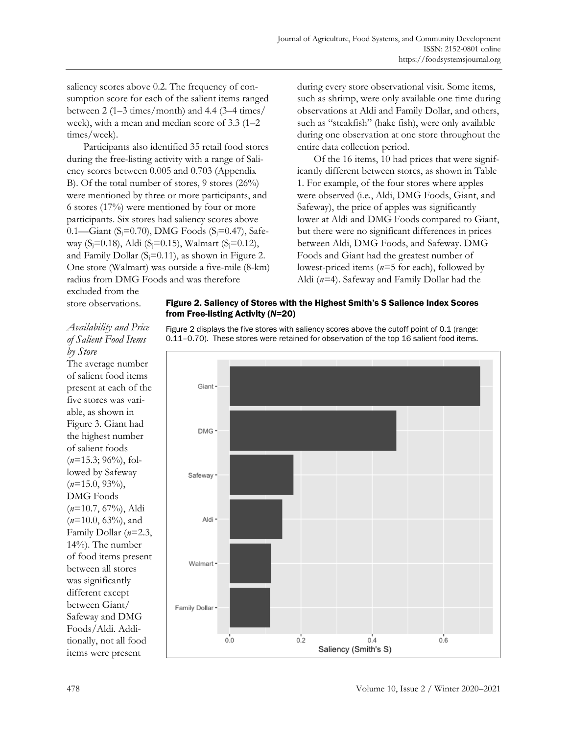saliency scores above 0.2. The frequency of consumption score for each of the salient items ranged between 2 (1–3 times/month) and 4.4 (3–4 times/week), with a mean and median score of 3.3 (1–2 times/week).

Participants also identified 35 retail food stores during the free-listing activity with a range of Saliency scores between 0.005 and 0.703 (Appendix B). Of the total number of stores, 9 stores (26%) were mentioned by three or more participants, and 6 stores (17%) were mentioned by four or more participants. Six stores had saliency scores above 0.1—Giant ($S_j$=0.70), DMG Foods ($S_j$=0.47), Safeway ($S_j$=0.18), Aldi ($S_j$=0.15), Walmart ($S_j$=0.12), and Family Dollar ($S_j$=0.11), as shown in Figure 2. One store (Walmart) was outside a five-mile (8-km) radius from DMG Foods and was therefore excluded from the store observations.

### *Availability and Price of Salient Food Items by Store*

The average number of salient food items present at each of the five stores was variable, as shown in Figure 3. Giant had the highest number of salient foods (*n*=15.3; 96%), followed by Safeway (*n*=15.0, 93%), DMG Foods (*n*=10.7, 67%), Aldi (*n*=10.0, 63%), and Family Dollar (*n*=2.3, 14%). The number of food items present between all stores was significantly different except between Giant/Safeway and DMG Foods/Aldi. Additionally, not all food items were present during every store observational visit. Some items, such as shrimp, were only available one time during observations at Aldi and Family Dollar, and others, such as "steakfish" (hake fish), were only available during one observation at one store throughout the entire data collection period.

Of the 16 items, 10 had prices that were significantly different between stores, as shown in Table 1. For example, of the four stores where apples were observed (i.e., Aldi, DMG Foods, Giant, and Safeway), the price of apples was significantly lower at Aldi and DMG Foods compared to Giant, but there were no significant differences in prices between Aldi, DMG Foods, and Safeway. DMG Foods and Giant had the greatest number of lowest-priced items (*n*=5 for each), followed by Aldi (*n*=4). Safeway and Family Dollar had the

**Figure 2. Saliency of Stores with the Highest Smith's S Salience Index Scores from Free-listing Activity (*N*=20)**

Figure 2 displays the five stores with saliency scores above the cutoff point of 0.1 (range: 0.11–0.70). These stores were retained for observation of the top 16 salient food items.

| Store | Saliency (Smith's S) |
|---|---|
| Giant | ~0.70 |
| DMG | ~0.47 |
| Safeway | ~0.18 |
| Aldi | ~0.15 |
| Walmart | ~0.12 |
| Family Dollar | ~0.11 |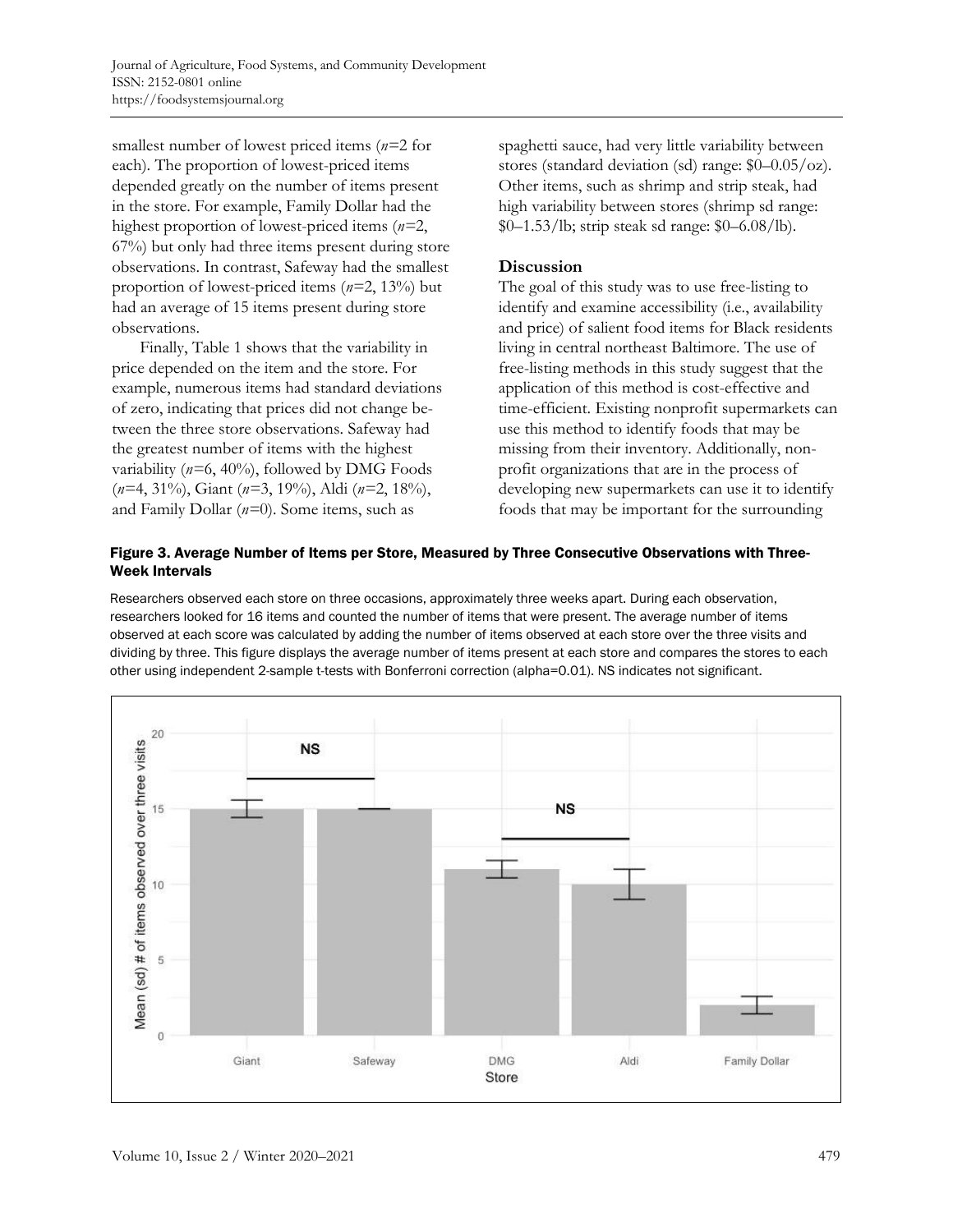smallest number of lowest priced items (*n*=2 for each). The proportion of lowest-priced items depended greatly on the number of items present in the store. For example, Family Dollar had the highest proportion of lowest-priced items (*n*=2, 67%) but only had three items present during store observations. In contrast, Safeway had the smallest proportion of lowest-priced items (*n*=2, 13%) but had an average of 15 items present during store observations.

Finally, Table 1 shows that the variability in price depended on the item and the store. For example, numerous items had standard deviations of zero, indicating that prices did not change between the three store observations. Safeway had the greatest number of items with the highest variability (*n*=6, 40%), followed by DMG Foods (*n*=4, 31%), Giant (*n*=3, 19%), Aldi (*n*=2, 18%), and Family Dollar (*n*=0). Some items, such as spaghetti sauce, had very little variability between stores (standard deviation (sd) range: \$0–0.05/oz). Other items, such as shrimp and strip steak, had high variability between stores (shrimp sd range: \$0–1.53/lb; strip steak sd range: \$0–6.08/lb).

## Discussion

The goal of this study was to use free-listing to identify and examine accessibility (i.e., availability and price) of salient food items for Black residents living in central northeast Baltimore. The use of free-listing methods in this study suggest that the application of this method is cost-effective and time-efficient. Existing nonprofit supermarkets can use this method to identify foods that may be missing from their inventory. Additionally, nonprofit organizations that are in the process of developing new supermarkets can use it to identify foods that may be important for the surrounding

**Figure 3. Average Number of Items per Store, Measured by Three Consecutive Observations with Three-Week Intervals**

Researchers observed each store on three occasions, approximately three weeks apart. During each observation, researchers looked for 16 items and counted the number of items that were present. The average number of items observed at each score was calculated by adding the number of items observed at each store over the three visits and dividing by three. This figure displays the average number of items present at each store and compares the stores to each other using independent 2-sample t-tests with Bonferroni correction (alpha=0.01). NS indicates not significant.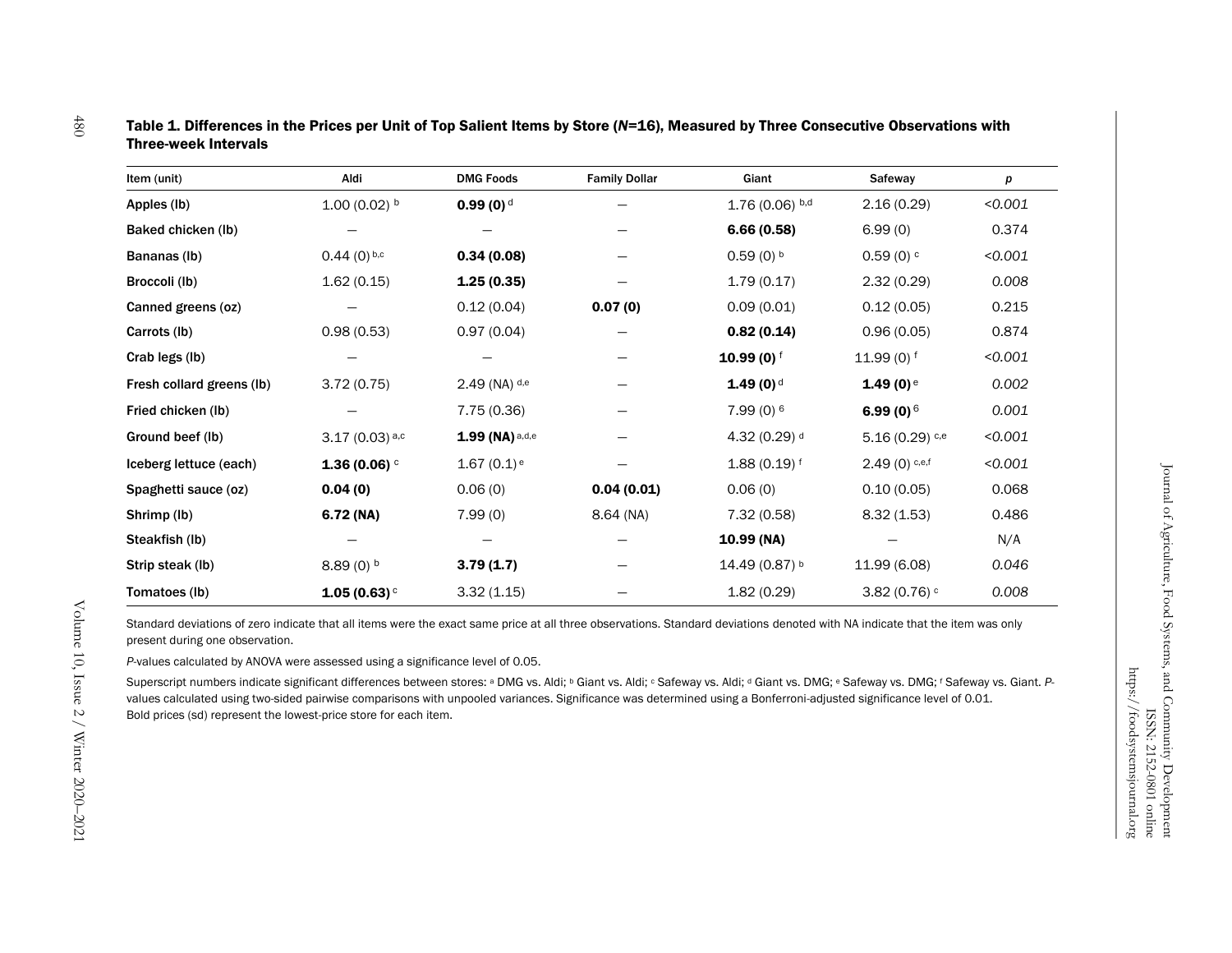**Table 1. Differences in the Prices per Unit of Top Salient Items by Store (*N*=16), Measured by Three Consecutive Observations with Three-week Intervals**

| Item (unit) | Aldi | DMG Foods | Family Dollar | Giant | Safeway | *p* |
|---|---|---|---|---|---|---|
| Apples (lb) | 1.00 (0.02) [b] | **0.99 (0)** [d] | — | 1.76 (0.06) [b,d] | 2.16 (0.29) | *<0.001* |
| Baked chicken (lb) | — | — | — | **6.66 (0.58)** | 6.99 (0) | 0.374 |
| Bananas (lb) | 0.44 (0) [b,c] | **0.34 (0.08)** | — | 0.59 (0) [b] | 0.59 (0) [c] | *<0.001* |
| Broccoli (lb) | 1.62 (0.15) | **1.25 (0.35)** | — | 1.79 (0.17) | 2.32 (0.29) | *0.008* |
| Canned greens (oz) | — | 0.12 (0.04) | **0.07 (0)** | 0.09 (0.01) | 0.12 (0.05) | 0.215 |
| Carrots (lb) | 0.98 (0.53) | 0.97 (0.04) | — | **0.82 (0.14)** | 0.96 (0.05) | 0.874 |
| Crab legs (lb) | — | — | — | **10.99 (0)** [f] | 11.99 (0) [f] | *<0.001* |
| Fresh collard greens (lb) | 3.72 (0.75) | 2.49 (NA) [d,e] | — | **1.49 (0)** [d] | **1.49 (0)** [e] | *0.002* |
| Fried chicken (lb) | — | 7.75 (0.36) | — | 7.99 (0) [6] | **6.99 (0)** [6] | *0.001* |
| Ground beef (lb) | 3.17 (0.03) [a,c] | **1.99 (NA)** [a,d,e] | — | 4.32 (0.29) [d] | 5.16 (0.29) [c,e] | *<0.001* |
| Iceberg lettuce (each) | **1.36 (0.06)** [c] | 1.67 (0.1) [e] | — | 1.88 (0.19) [f] | 2.49 (0) [c,e,f] | *<0.001* |
| Spaghetti sauce (oz) | **0.04 (0)** | 0.06 (0) | **0.04 (0.01)** | 0.06 (0) | 0.10 (0.05) | 0.068 |
| Shrimp (lb) | **6.72 (NA)** | 7.99 (0) | 8.64 (NA) | 7.32 (0.58) | 8.32 (1.53) | 0.486 |
| Steakfish (lb) | — | — | — | **10.99 (NA)** | — | N/A |
| Strip steak (lb) | 8.89 (0) [b] | **3.79 (1.7)** | — | 14.49 (0.87) [b] | 11.99 (6.08) | *0.046* |
| Tomatoes (lb) | **1.05 (0.63)** [c] | 3.32 (1.15) | — | 1.82 (0.29) | 3.82 (0.76) [c] | *0.008* |

Standard deviations of zero indicate that all items were the exact same price at all three observations. Standard deviations denoted with NA indicate that the item was only present during one observation.

*P*-values calculated by ANOVA were assessed using a significance level of 0.05.

Superscript numbers indicate significant differences between stores: [a] DMG vs. Aldi; [b] Giant vs. Aldi; [c] Safeway vs. Aldi; [d] Giant vs. DMG; [e] Safeway vs. DMG; [f] Safeway vs. Giant. *P*-values calculated using two-sided pairwise comparisons with unpooled variances. Significance was determined using a Bonferroni-adjusted significance level of 0.01.

Bold prices (sd) represent the lowest-price store for each item.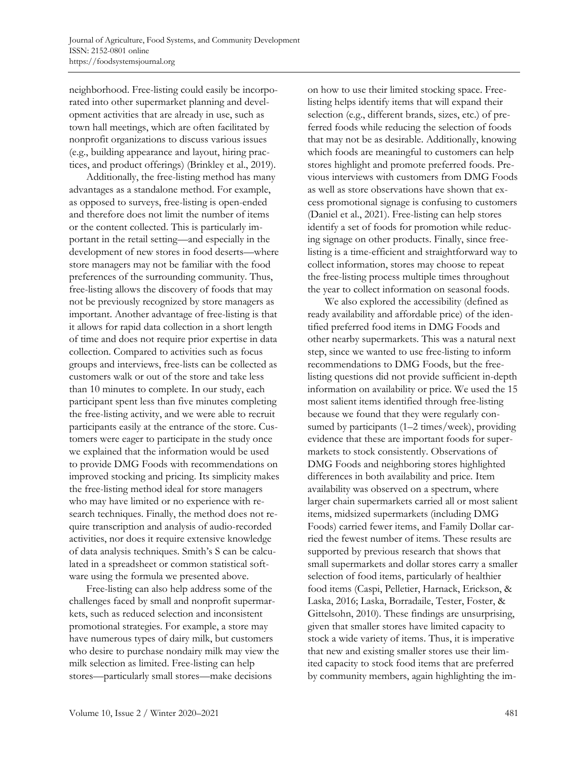neighborhood. Free-listing could easily be incorporated into other supermarket planning and development activities that are already in use, such as town hall meetings, which are often facilitated by nonprofit organizations to discuss various issues (e.g., building appearance and layout, hiring practices, and product offerings) (Brinkley et al., 2019).

Additionally, the free-listing method has many advantages as a standalone method. For example, as opposed to surveys, free-listing is open-ended and therefore does not limit the number of items or the content collected. This is particularly important in the retail setting—and especially in the development of new stores in food deserts—where store managers may not be familiar with the food preferences of the surrounding community. Thus, free-listing allows the discovery of foods that may not be previously recognized by store managers as important. Another advantage of free-listing is that it allows for rapid data collection in a short length of time and does not require prior expertise in data collection. Compared to activities such as focus groups and interviews, free-lists can be collected as customers walk or out of the store and take less than 10 minutes to complete. In our study, each participant spent less than five minutes completing the free-listing activity, and we were able to recruit participants easily at the entrance of the store. Customers were eager to participate in the study once we explained that the information would be used to provide DMG Foods with recommendations on improved stocking and pricing. Its simplicity makes the free-listing method ideal for store managers who may have limited or no experience with research techniques. Finally, the method does not require transcription and analysis of audio-recorded activities, nor does it require extensive knowledge of data analysis techniques. Smith's S can be calculated in a spreadsheet or common statistical software using the formula we presented above.

Free-listing can also help address some of the challenges faced by small and nonprofit supermarkets, such as reduced selection and inconsistent promotional strategies. For example, a store may have numerous types of dairy milk, but customers who desire to purchase nondairy milk may view the milk selection as limited. Free-listing can help stores—particularly small stores—make decisions on how to use their limited stocking space. Free-listing helps identify items that will expand their selection (e.g., different brands, sizes, etc.) of preferred foods while reducing the selection of foods that may not be as desirable. Additionally, knowing which foods are meaningful to customers can help stores highlight and promote preferred foods. Previous interviews with customers from DMG Foods as well as store observations have shown that excess promotional signage is confusing to customers (Daniel et al., 2021). Free-listing can help stores identify a set of foods for promotion while reducing signage on other products. Finally, since free-listing is a time-efficient and straightforward way to collect information, stores may choose to repeat the free-listing process multiple times throughout the year to collect information on seasonal foods.

We also explored the accessibility (defined as ready availability and affordable price) of the identified preferred food items in DMG Foods and other nearby supermarkets. This was a natural next step, since we wanted to use free-listing to inform recommendations to DMG Foods, but the free-listing questions did not provide sufficient in-depth information on availability or price. We used the 15 most salient items identified through free-listing because we found that they were regularly consumed by participants (1–2 times/week), providing evidence that these are important foods for supermarkets to stock consistently. Observations of DMG Foods and neighboring stores highlighted differences in both availability and price. Item availability was observed on a spectrum, where larger chain supermarkets carried all or most salient items, midsized supermarkets (including DMG Foods) carried fewer items, and Family Dollar carried the fewest number of items. These results are supported by previous research that shows that small supermarkets and dollar stores carry a smaller selection of food items, particularly of healthier food items (Caspi, Pelletier, Harnack, Erickson, & Laska, 2016; Laska, Borradaile, Tester, Foster, & Gittelsohn, 2010). These findings are unsurprising, given that smaller stores have limited capacity to stock a wide variety of items. Thus, it is imperative that new and existing smaller stores use their limited capacity to stock food items that are preferred by community members, again highlighting the im-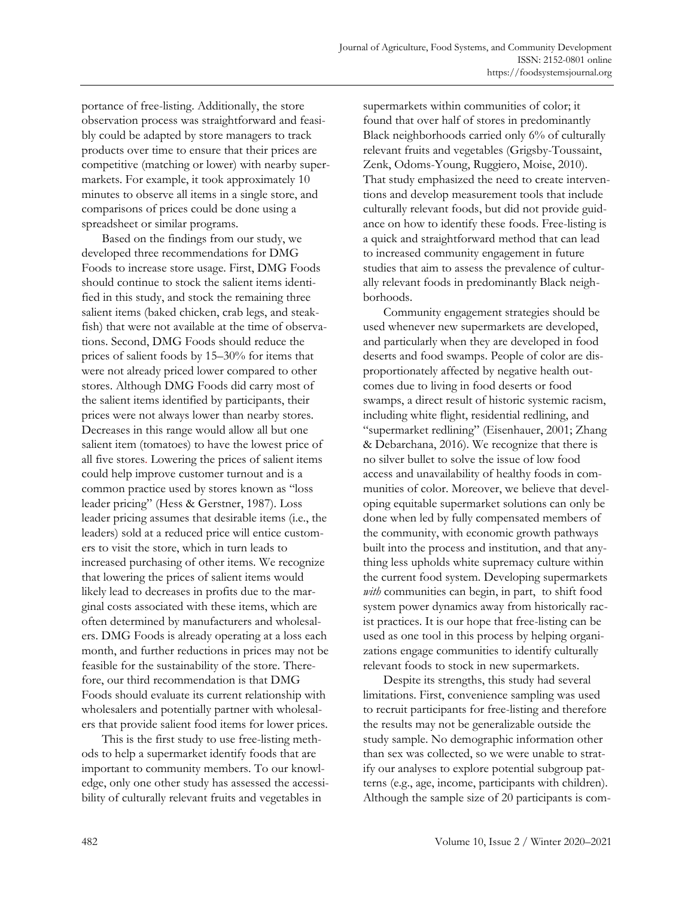portance of free-listing. Additionally, the store observation process was straightforward and feasibly could be adapted by store managers to track products over time to ensure that their prices are competitive (matching or lower) with nearby supermarkets. For example, it took approximately 10 minutes to observe all items in a single store, and comparisons of prices could be done using a spreadsheet or similar programs.

Based on the findings from our study, we developed three recommendations for DMG Foods to increase store usage. First, DMG Foods should continue to stock the salient items identified in this study, and stock the remaining three salient items (baked chicken, crab legs, and steakfish) that were not available at the time of observations. Second, DMG Foods should reduce the prices of salient foods by 15–30% for items that were not already priced lower compared to other stores. Although DMG Foods did carry most of the salient items identified by participants, their prices were not always lower than nearby stores. Decreases in this range would allow all but one salient item (tomatoes) to have the lowest price of all five stores. Lowering the prices of salient items could help improve customer turnout and is a common practice used by stores known as "loss leader pricing" (Hess & Gerstner, 1987). Loss leader pricing assumes that desirable items (i.e., the leaders) sold at a reduced price will entice customers to visit the store, which in turn leads to increased purchasing of other items. We recognize that lowering the prices of salient items would likely lead to decreases in profits due to the marginal costs associated with these items, which are often determined by manufacturers and wholesalers. DMG Foods is already operating at a loss each month, and further reductions in prices may not be feasible for the sustainability of the store. Therefore, our third recommendation is that DMG Foods should evaluate its current relationship with wholesalers and potentially partner with wholesalers that provide salient food items for lower prices.

This is the first study to use free-listing methods to help a supermarket identify foods that are important to community members. To our knowledge, only one other study has assessed the accessibility of culturally relevant fruits and vegetables in supermarkets within communities of color; it found that over half of stores in predominantly Black neighborhoods carried only 6% of culturally relevant fruits and vegetables (Grigsby-Toussaint, Zenk, Odoms-Young, Ruggiero, Moise, 2010). That study emphasized the need to create interventions and develop measurement tools that include culturally relevant foods, but did not provide guidance on how to identify these foods. Free-listing is a quick and straightforward method that can lead to increased community engagement in future studies that aim to assess the prevalence of culturally relevant foods in predominantly Black neighborhoods.

Community engagement strategies should be used whenever new supermarkets are developed, and particularly when they are developed in food deserts and food swamps. People of color are disproportionately affected by negative health outcomes due to living in food deserts or food swamps, a direct result of historic systemic racism, including white flight, residential redlining, and "supermarket redlining" (Eisenhauer, 2001; Zhang & Debarchana, 2016). We recognize that there is no silver bullet to solve the issue of low food access and unavailability of healthy foods in communities of color. Moreover, we believe that developing equitable supermarket solutions can only be done when led by fully compensated members of the community, with economic growth pathways built into the process and institution, and that anything less upholds white supremacy culture within the current food system. Developing supermarkets *with* communities can begin, in part, to shift food system power dynamics away from historically racist practices. It is our hope that free-listing can be used as one tool in this process by helping organizations engage communities to identify culturally relevant foods to stock in new supermarkets.

Despite its strengths, this study had several limitations. First, convenience sampling was used to recruit participants for free-listing and therefore the results may not be generalizable outside the study sample. No demographic information other than sex was collected, so we were unable to stratify our analyses to explore potential subgroup patterns (e.g., age, income, participants with children). Although the sample size of 20 participants is com-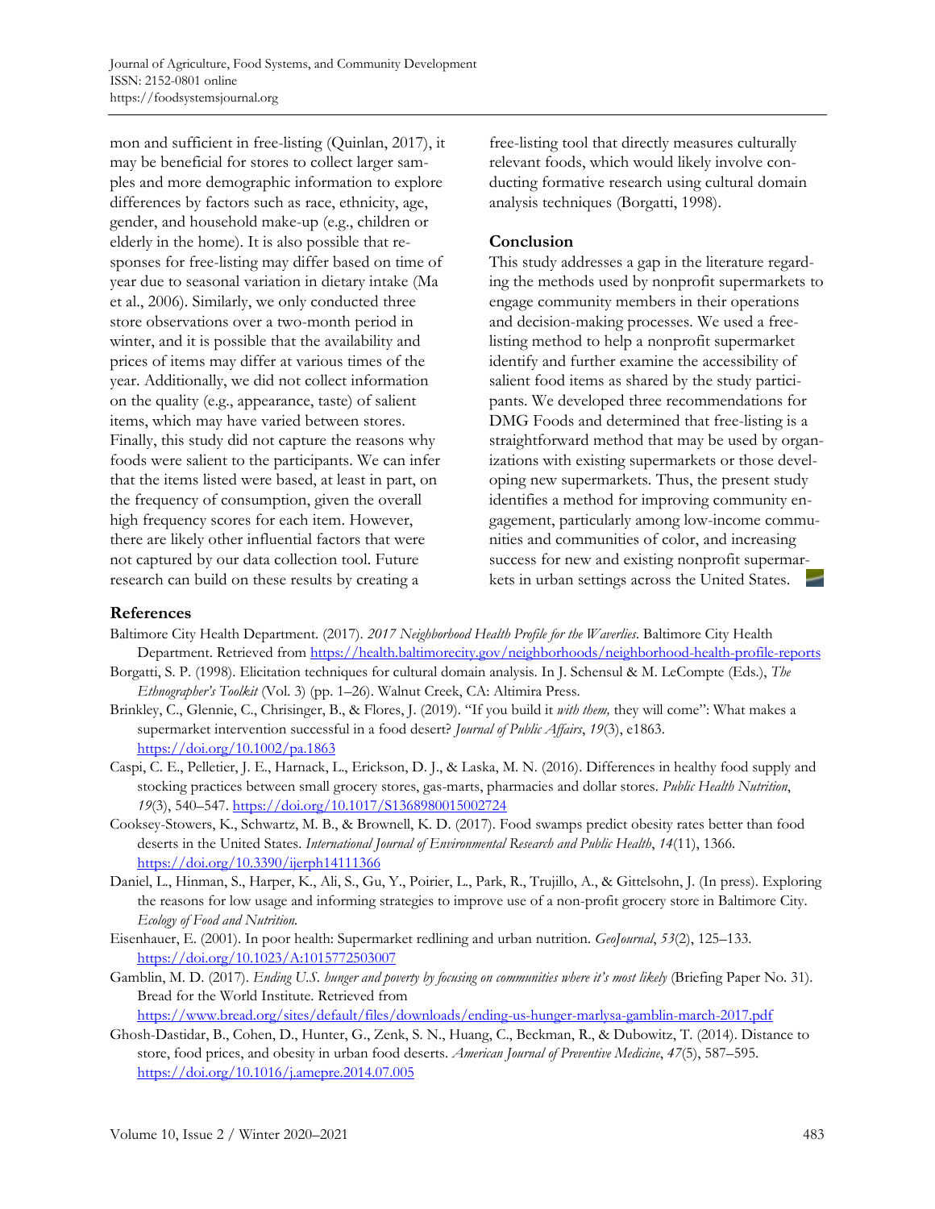mon and sufficient in free-listing (Quinlan, 2017), it may be beneficial for stores to collect larger samples and more demographic information to explore differences by factors such as race, ethnicity, age, gender, and household make-up (e.g., children or elderly in the home). It is also possible that responses for free-listing may differ based on time of year due to seasonal variation in dietary intake (Ma et al., 2006). Similarly, we only conducted three store observations over a two-month period in winter, and it is possible that the availability and prices of items may differ at various times of the year. Additionally, we did not collect information on the quality (e.g., appearance, taste) of salient items, which may have varied between stores. Finally, this study did not capture the reasons why foods were salient to the participants. We can infer that the items listed were based, at least in part, on the frequency of consumption, given the overall high frequency scores for each item. However, there are likely other influential factors that were not captured by our data collection tool. Future research can build on these results by creating a free-listing tool that directly measures culturally relevant foods, which would likely involve conducting formative research using cultural domain analysis techniques (Borgatti, 1998).

## Conclusion

This study addresses a gap in the literature regarding the methods used by nonprofit supermarkets to engage community members in their operations and decision-making processes. We used a free-listing method to help a nonprofit supermarket identify and further examine the accessibility of salient food items as shared by the study participants. We developed three recommendations for DMG Foods and determined that free-listing is a straightforward method that may be used by organizations with existing supermarkets or those developing new supermarkets. Thus, the present study identifies a method for improving community engagement, particularly among low-income communities and communities of color, and increasing success for new and existing nonprofit supermarkets in urban settings across the United States.

## References

Baltimore City Health Department. (2017). *2017 Neighborhood Health Profile for the Waverlies*. Baltimore City Health Department. Retrieved from https://health.baltimorecity.gov/neighborhoods/neighborhood-health-profile-reports

Borgatti, S. P. (1998). Elicitation techniques for cultural domain analysis. In J. Schensul & M. LeCompte (Eds.), *The Ethnographer's Toolkit* (Vol. 3) (pp. 1–26). Walnut Creek, CA: Altimira Press.

Brinkley, C., Glennie, C., Chrisinger, B., & Flores, J. (2019). "If you build it *with them,* they will come": What makes a supermarket intervention successful in a food desert? *Journal of Public Affairs*, *19*(3), e1863. https://doi.org/10.1002/pa.1863

Caspi, C. E., Pelletier, J. E., Harnack, L., Erickson, D. J., & Laska, M. N. (2016). Differences in healthy food supply and stocking practices between small grocery stores, gas-marts, pharmacies and dollar stores. *Public Health Nutrition*, *19*(3), 540–547. https://doi.org/10.1017/S1368980015002724

Cooksey-Stowers, K., Schwartz, M. B., & Brownell, K. D. (2017). Food swamps predict obesity rates better than food deserts in the United States. *International Journal of Environmental Research and Public Health*, *14*(11), 1366. https://doi.org/10.3390/ijerph14111366

Daniel, L., Hinman, S., Harper, K., Ali, S., Gu, Y., Poirier, L., Park, R., Trujillo, A., & Gittelsohn, J. (In press). Exploring the reasons for low usage and informing strategies to improve use of a non-profit grocery store in Baltimore City. *Ecology of Food and Nutrition.*

Eisenhauer, E. (2001). In poor health: Supermarket redlining and urban nutrition. *GeoJournal*, *53*(2), 125–133. https://doi.org/10.1023/A:1015772503007

Gamblin, M. D. (2017). *Ending U.S. hunger and poverty by focusing on communities where it's most likely* (Briefing Paper No. 31). Bread for the World Institute. Retrieved from https://www.bread.org/sites/default/files/downloads/ending-us-hunger-marlysa-gamblin-march-2017.pdf

Ghosh-Dastidar, B., Cohen, D., Hunter, G., Zenk, S. N., Huang, C., Beckman, R., & Dubowitz, T. (2014). Distance to store, food prices, and obesity in urban food deserts. *American Journal of Preventive Medicine*, *47*(5), 587–595. https://doi.org/10.1016/j.amepre.2014.07.005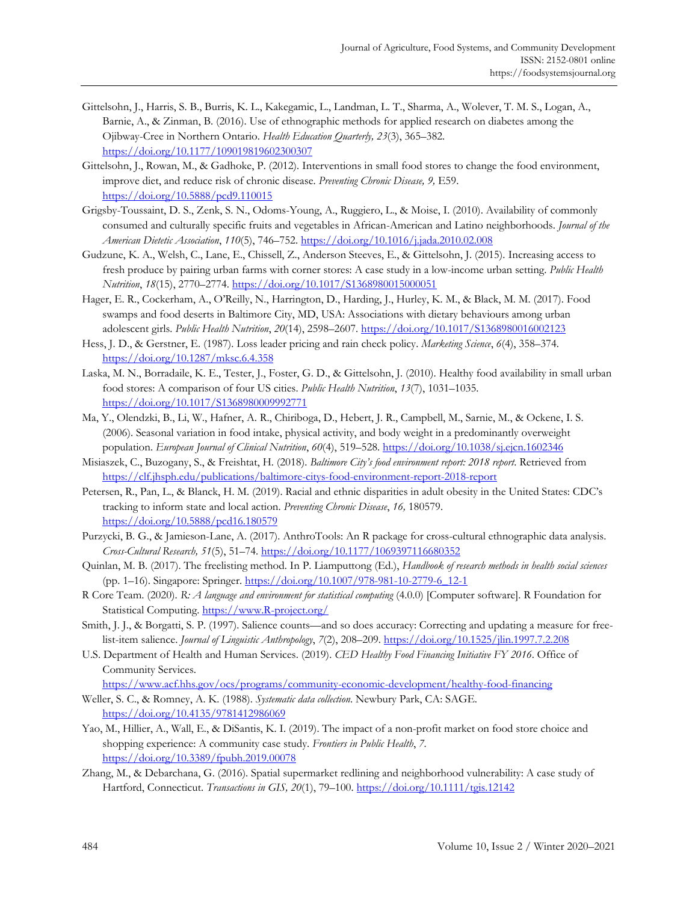Gittelsohn, J., Harris, S. B., Burris, K. L., Kakegamic, L., Landman, L. T., Sharma, A., Wolever, T. M. S., Logan, A., Barnie, A., & Zinman, B. (2016). Use of ethnographic methods for applied research on diabetes among the Ojibway-Cree in Northern Ontario. *Health Education Quarterly, 23*(3), 365–382. https://doi.org/10.1177/109019819602300307

Gittelsohn, J., Rowan, M., & Gadhoke, P. (2012). Interventions in small food stores to change the food environment, improve diet, and reduce risk of chronic disease. *Preventing Chronic Disease, 9,* E59. https://doi.org/10.5888/pcd9.110015

Grigsby-Toussaint, D. S., Zenk, S. N., Odoms-Young, A., Ruggiero, L., & Moise, I. (2010). Availability of commonly consumed and culturally specific fruits and vegetables in African-American and Latino neighborhoods. *Journal of the American Dietetic Association*, *110*(5), 746–752. https://doi.org/10.1016/j.jada.2010.02.008

Gudzune, K. A., Welsh, C., Lane, E., Chissell, Z., Anderson Steeves, E., & Gittelsohn, J. (2015). Increasing access to fresh produce by pairing urban farms with corner stores: A case study in a low-income urban setting. *Public Health Nutrition*, *18*(15), 2770–2774. https://doi.org/10.1017/S1368980015000051

Hager, E. R., Cockerham, A., O'Reilly, N., Harrington, D., Harding, J., Hurley, K. M., & Black, M. M. (2017). Food swamps and food deserts in Baltimore City, MD, USA: Associations with dietary behaviours among urban adolescent girls. *Public Health Nutrition*, *20*(14), 2598–2607. https://doi.org/10.1017/S1368980016002123

Hess, J. D., & Gerstner, E. (1987). Loss leader pricing and rain check policy. *Marketing Science*, *6*(4), 358–374. https://doi.org/10.1287/mksc.6.4.358

Laska, M. N., Borradaile, K. E., Tester, J., Foster, G. D., & Gittelsohn, J. (2010). Healthy food availability in small urban food stores: A comparison of four US cities. *Public Health Nutrition*, *13*(7), 1031–1035. https://doi.org/10.1017/S1368980009992771

Ma, Y., Olendzki, B., Li, W., Hafner, A. R., Chiriboga, D., Hebert, J. R., Campbell, M., Sarnie, M., & Ockene, I. S. (2006). Seasonal variation in food intake, physical activity, and body weight in a predominantly overweight population. *European Journal of Clinical Nutrition*, *60*(4), 519–528. https://doi.org/10.1038/sj.ejcn.1602346

Misiaszek, C., Buzogany, S., & Freishtat, H. (2018). *Baltimore City's food environment report: 2018 report*. Retrieved from https://clf.jhsph.edu/publications/baltimore-citys-food-environment-report-2018-report

Petersen, R., Pan, L., & Blanck, H. M. (2019). Racial and ethnic disparities in adult obesity in the United States: CDC's tracking to inform state and local action. *Preventing Chronic Disease*, *16,* 180579. https://doi.org/10.5888/pcd16.180579

Purzycki, B. G., & Jamieson-Lane, A. (2017). AnthroTools: An R package for cross-cultural ethnographic data analysis. *Cross-Cultural Research, 51*(5), 51–74. https://doi.org/10.1177/1069397116680352

Quinlan, M. B. (2017). The freelisting method. In P. Liamputtong (Ed.), *Handbook of research methods in health social sciences* (pp. 1–16). Singapore: Springer. https://doi.org/10.1007/978-981-10-2779-6_12-1

R Core Team. (2020). *R: A language and environment for statistical computing* (4.0.0) [Computer software]. R Foundation for Statistical Computing. https://www.R-project.org/

Smith, J. J., & Borgatti, S. P. (1997). Salience counts—and so does accuracy: Correcting and updating a measure for free-list-item salience. *Journal of Linguistic Anthropology*, *7*(2), 208–209. https://doi.org/10.1525/jlin.1997.7.2.208

U.S. Department of Health and Human Services. (2019). *CED Healthy Food Financing Initiative FY 2016*. Office of Community Services. https://www.acf.hhs.gov/ocs/programs/community-economic-development/healthy-food-financing

Weller, S. C., & Romney, A. K. (1988). *Systematic data collection*. Newbury Park, CA: SAGE. https://doi.org/10.4135/9781412986069

Yao, M., Hillier, A., Wall, E., & DiSantis, K. I. (2019). The impact of a non-profit market on food store choice and shopping experience: A community case study. *Frontiers in Public Health*, *7*. https://doi.org/10.3389/fpubh.2019.00078

Zhang, M., & Debarchana, G. (2016). Spatial supermarket redlining and neighborhood vulnerability: A case study of Hartford, Connecticut. *Transactions in GIS, 20*(1), 79–100. https://doi.org/10.1111/tgis.12142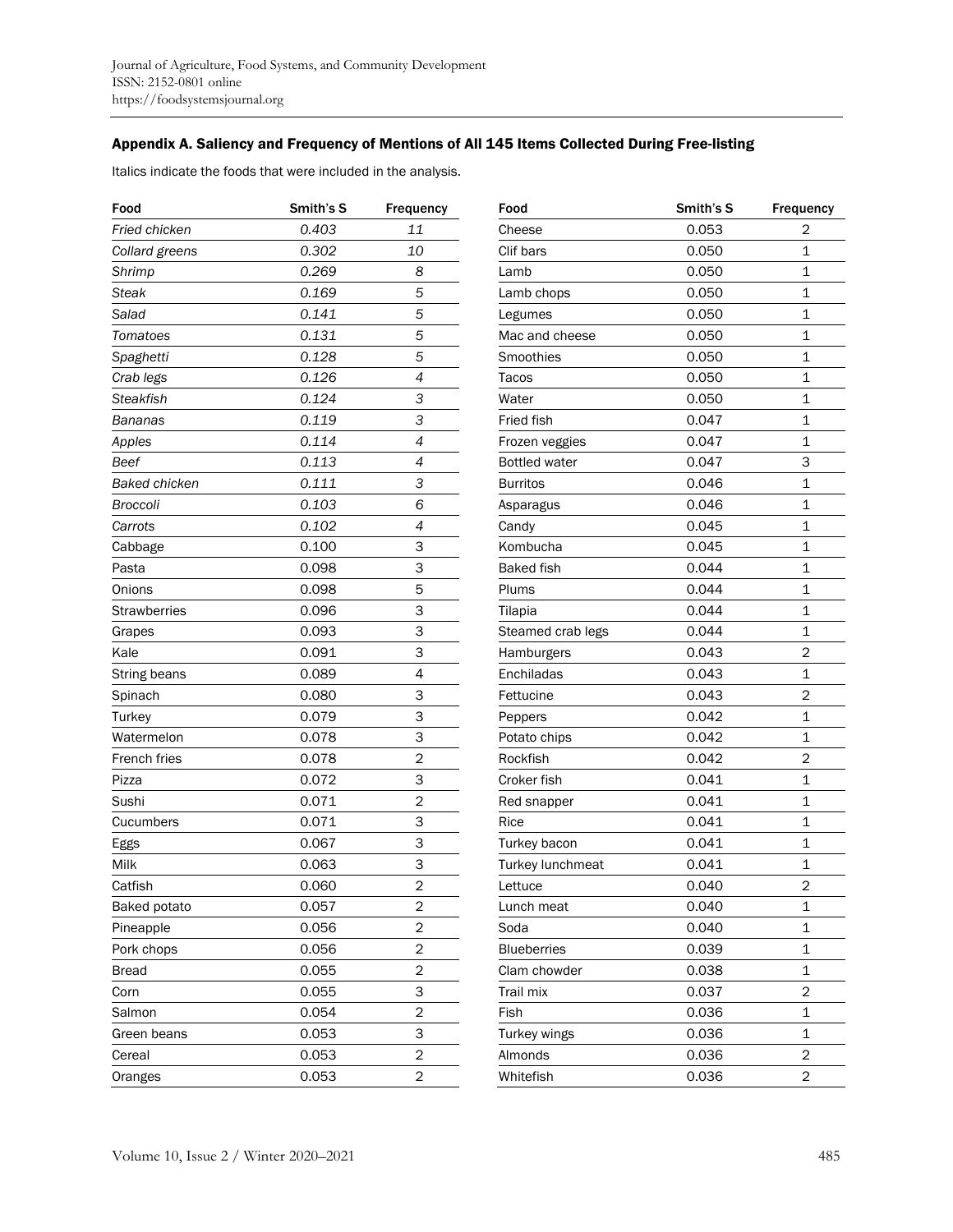### Appendix A. Saliency and Frequency of Mentions of All 145 Items Collected During Free-listing

Italics indicate the foods that were included in the analysis.

| Food | Smith's S | Frequency |
|---|---|---|
| *Fried chicken* | *0.403* | *11* |
| *Collard greens* | *0.302* | *10* |
| *Shrimp* | *0.269* | *8* |
| *Steak* | *0.169* | *5* |
| *Salad* | *0.141* | *5* |
| *Tomatoes* | *0.131* | *5* |
| *Spaghetti* | *0.128* | *5* |
| *Crab legs* | *0.126* | *4* |
| *Steakfish* | *0.124* | *3* |
| *Bananas* | *0.119* | *3* |
| *Apples* | *0.114* | *4* |
| *Beef* | *0.113* | *4* |
| *Baked chicken* | *0.111* | *3* |
| *Broccoli* | *0.103* | *6* |
| *Carrots* | *0.102* | *4* |
| Cabbage | 0.100 | 3 |
| Pasta | 0.098 | 3 |
| Onions | 0.098 | 5 |
| Strawberries | 0.096 | 3 |
| Grapes | 0.093 | 3 |
| Kale | 0.091 | 3 |
| String beans | 0.089 | 4 |
| Spinach | 0.080 | 3 |
| Turkey | 0.079 | 3 |
| Watermelon | 0.078 | 3 |
| French fries | 0.078 | 2 |
| Pizza | 0.072 | 3 |
| Sushi | 0.071 | 2 |
| Cucumbers | 0.071 | 3 |
| Eggs | 0.067 | 3 |
| Milk | 0.063 | 3 |
| Catfish | 0.060 | 2 |
| Baked potato | 0.057 | 2 |
| Pineapple | 0.056 | 2 |
| Pork chops | 0.056 | 2 |
| Bread | 0.055 | 2 |
| Corn | 0.055 | 3 |
| Salmon | 0.054 | 2 |
| Green beans | 0.053 | 3 |
| Cereal | 0.053 | 2 |
| Oranges | 0.053 | 2 |
| Cheese | 0.053 | 2 |
| Clif bars | 0.050 | 1 |
| Lamb | 0.050 | 1 |
| Lamb chops | 0.050 | 1 |
| Legumes | 0.050 | 1 |
| Mac and cheese | 0.050 | 1 |
| Smoothies | 0.050 | 1 |
| Tacos | 0.050 | 1 |
| Water | 0.050 | 1 |
| Fried fish | 0.047 | 1 |
| Frozen veggies | 0.047 | 1 |
| Bottled water | 0.047 | 3 |
| Burritos | 0.046 | 1 |
| Asparagus | 0.046 | 1 |
| Candy | 0.045 | 1 |
| Kombucha | 0.045 | 1 |
| Baked fish | 0.044 | 1 |
| Plums | 0.044 | 1 |
| Tilapia | 0.044 | 1 |
| Steamed crab legs | 0.044 | 1 |
| Hamburgers | 0.043 | 2 |
| Enchiladas | 0.043 | 1 |
| Fettucine | 0.043 | 2 |
| Peppers | 0.042 | 1 |
| Potato chips | 0.042 | 1 |
| Rockfish | 0.042 | 2 |
| Croker fish | 0.041 | 1 |
| Red snapper | 0.041 | 1 |
| Rice | 0.041 | 1 |
| Turkey bacon | 0.041 | 1 |
| Turkey lunchmeat | 0.041 | 1 |
| Lettuce | 0.040 | 2 |
| Lunch meat | 0.040 | 1 |
| Soda | 0.040 | 1 |
| Blueberries | 0.039 | 1 |
| Clam chowder | 0.038 | 1 |
| Trail mix | 0.037 | 2 |
| Fish | 0.036 | 1 |
| Turkey wings | 0.036 | 1 |
| Almonds | 0.036 | 2 |
| Whitefish | 0.036 | 2 |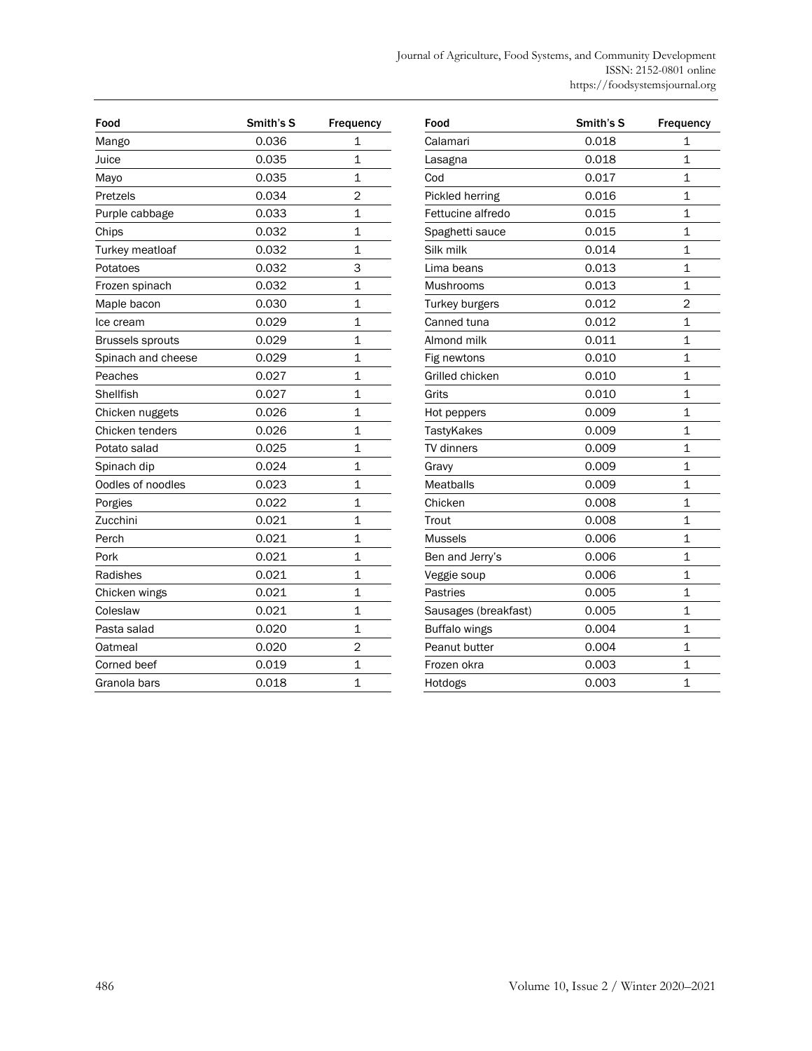| Food | Smith's S | Frequency |
|---|---|---|
| Mango | 0.036 | 1 |
| Juice | 0.035 | 1 |
| Mayo | 0.035 | 1 |
| Pretzels | 0.034 | 2 |
| Purple cabbage | 0.033 | 1 |
| Chips | 0.032 | 1 |
| Turkey meatloaf | 0.032 | 1 |
| Potatoes | 0.032 | 3 |
| Frozen spinach | 0.032 | 1 |
| Maple bacon | 0.030 | 1 |
| Ice cream | 0.029 | 1 |
| Brussels sprouts | 0.029 | 1 |
| Spinach and cheese | 0.029 | 1 |
| Peaches | 0.027 | 1 |
| Shellfish | 0.027 | 1 |
| Chicken nuggets | 0.026 | 1 |
| Chicken tenders | 0.026 | 1 |
| Potato salad | 0.025 | 1 |
| Spinach dip | 0.024 | 1 |
| Oodles of noodles | 0.023 | 1 |
| Porgies | 0.022 | 1 |
| Zucchini | 0.021 | 1 |
| Perch | 0.021 | 1 |
| Pork | 0.021 | 1 |
| Radishes | 0.021 | 1 |
| Chicken wings | 0.021 | 1 |
| Coleslaw | 0.021 | 1 |
| Pasta salad | 0.020 | 1 |
| Oatmeal | 0.020 | 2 |
| Corned beef | 0.019 | 1 |
| Granola bars | 0.018 | 1 |
| Calamari | 0.018 | 1 |
| Lasagna | 0.018 | 1 |
| Cod | 0.017 | 1 |
| Pickled herring | 0.016 | 1 |
| Fettucine alfredo | 0.015 | 1 |
| Spaghetti sauce | 0.015 | 1 |
| Silk milk | 0.014 | 1 |
| Lima beans | 0.013 | 1 |
| Mushrooms | 0.013 | 1 |
| Turkey burgers | 0.012 | 2 |
| Canned tuna | 0.012 | 1 |
| Almond milk | 0.011 | 1 |
| Fig newtons | 0.010 | 1 |
| Grilled chicken | 0.010 | 1 |
| Grits | 0.010 | 1 |
| Hot peppers | 0.009 | 1 |
| TastyKakes | 0.009 | 1 |
| TV dinners | 0.009 | 1 |
| Gravy | 0.009 | 1 |
| Meatballs | 0.009 | 1 |
| Chicken | 0.008 | 1 |
| Trout | 0.008 | 1 |
| Mussels | 0.006 | 1 |
| Ben and Jerry's | 0.006 | 1 |
| Veggie soup | 0.006 | 1 |
| Pastries | 0.005 | 1 |
| Sausages (breakfast) | 0.005 | 1 |
| Buffalo wings | 0.004 | 1 |
| Peanut butter | 0.004 | 1 |
| Frozen okra | 0.003 | 1 |
| Hotdogs | 0.003 | 1 |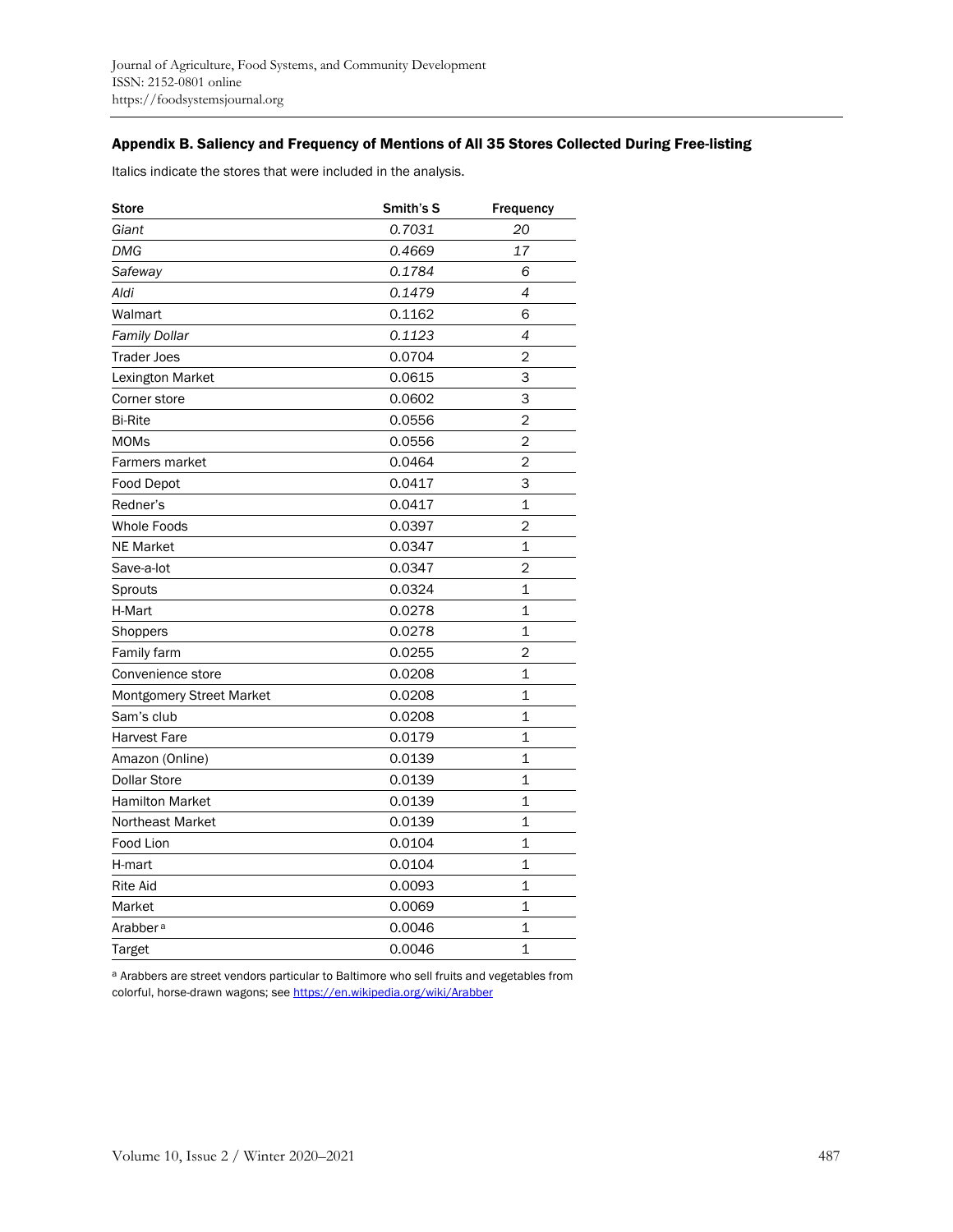### Appendix B. Saliency and Frequency of Mentions of All 35 Stores Collected During Free-listing

Italics indicate the stores that were included in the analysis.

| Store | Smith's S | Frequency |
|---|---|---|
| *Giant* | *0.7031* | *20* |
| *DMG* | *0.4669* | *17* |
| *Safeway* | *0.1784* | *6* |
| *Aldi* | *0.1479* | *4* |
| Walmart | 0.1162 | 6 |
| *Family Dollar* | *0.1123* | *4* |
| Trader Joes | 0.0704 | 2 |
| Lexington Market | 0.0615 | 3 |
| Corner store | 0.0602 | 3 |
| Bi-Rite | 0.0556 | 2 |
| MOMs | 0.0556 | 2 |
| Farmers market | 0.0464 | 2 |
| Food Depot | 0.0417 | 3 |
| Redner's | 0.0417 | 1 |
| Whole Foods | 0.0397 | 2 |
| NE Market | 0.0347 | 1 |
| Save-a-lot | 0.0347 | 2 |
| Sprouts | 0.0324 | 1 |
| H-Mart | 0.0278 | 1 |
| Shoppers | 0.0278 | 1 |
| Family farm | 0.0255 | 2 |
| Convenience store | 0.0208 | 1 |
| Montgomery Street Market | 0.0208 | 1 |
| Sam's club | 0.0208 | 1 |
| Harvest Fare | 0.0179 | 1 |
| Amazon (Online) | 0.0139 | 1 |
| Dollar Store | 0.0139 | 1 |
| Hamilton Market | 0.0139 | 1 |
| Northeast Market | 0.0139 | 1 |
| Food Lion | 0.0104 | 1 |
| H-mart | 0.0104 | 1 |
| Rite Aid | 0.0093 | 1 |
| Market | 0.0069 | 1 |
| Arabber [a] | 0.0046 | 1 |
| Target | 0.0046 | 1 |

[a] Arabbers are street vendors particular to Baltimore who sell fruits and vegetables from colorful, horse-drawn wagons; see https://en.wikipedia.org/wiki/Arabber